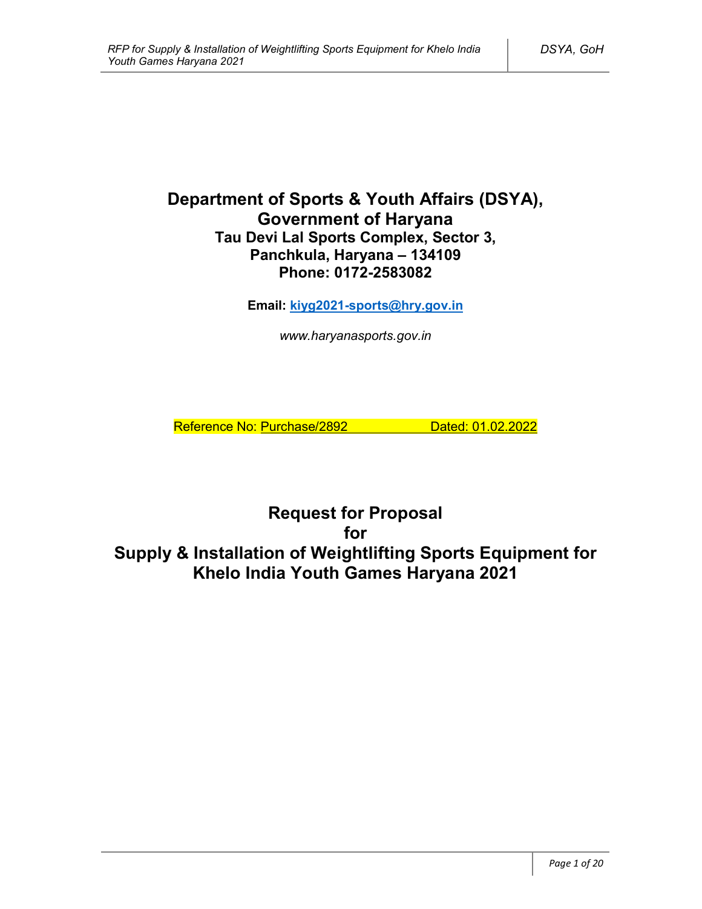# Department of Sports & Youth Affairs (DSYA), Government of Haryana

**Tau Devi Lal Sports Complex, Sector 3,**
**Panchkula, Haryana – 134109**
**Phone: 0172-2583082**

**Email: kiyg2021-sports@hry.gov.in**

*www.haryanasports.gov.in*

Reference No: Purchase/2892 Dated: 01.02.2022

# Request for Proposal for Supply & Installation of Weightlifting Sports Equipment for Khelo India Youth Games Haryana 2021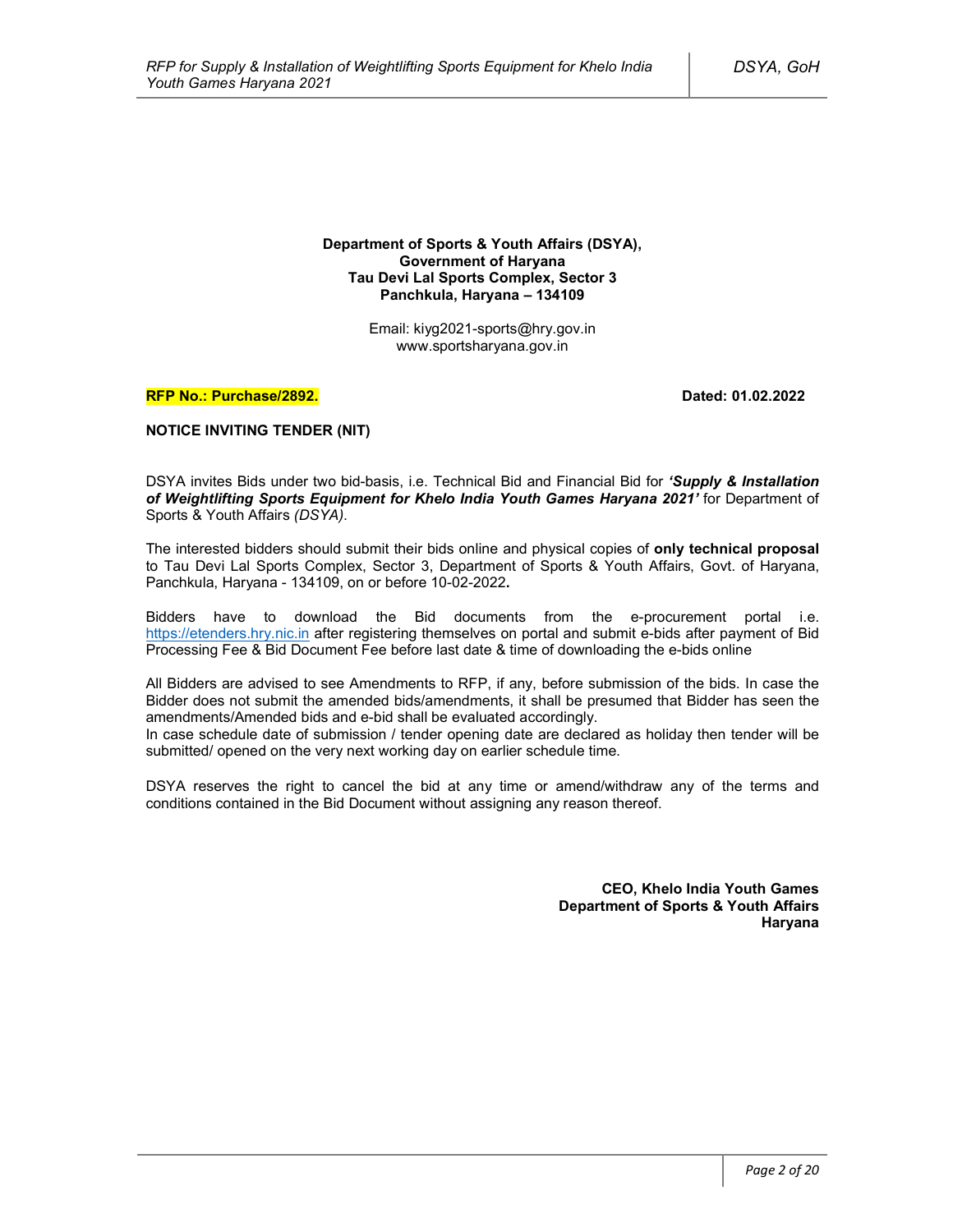**Department of Sports & Youth Affairs (DSYA),**
**Government of Haryana**
**Tau Devi Lal Sports Complex, Sector 3**
**Panchkula, Haryana – 134109**

Email: kiyg2021-sports@hry.gov.in
www.sportsharyana.gov.in

**RFP No.: Purchase/2892.** **Dated: 01.02.2022**

**NOTICE INVITING TENDER (NIT)**

DSYA invites Bids under two bid-basis, i.e. Technical Bid and Financial Bid for ***'Supply & Installation of Weightlifting Sports Equipment for Khelo India Youth Games Haryana 2021'*** for Department of Sports & Youth Affairs *(DSYA)*.

The interested bidders should submit their bids online and physical copies of **only technical proposal** to Tau Devi Lal Sports Complex, Sector 3, Department of Sports & Youth Affairs, Govt. of Haryana, Panchkula, Haryana - 134109, on or before 10-02-2022**.**

Bidders have to download the Bid documents from the e-procurement portal i.e. https://etenders.hry.nic.in after registering themselves on portal and submit e-bids after payment of Bid Processing Fee & Bid Document Fee before last date & time of downloading the e-bids online

All Bidders are advised to see Amendments to RFP, if any, before submission of the bids. In case the Bidder does not submit the amended bids/amendments, it shall be presumed that Bidder has seen the amendments/Amended bids and e-bid shall be evaluated accordingly.
In case schedule date of submission / tender opening date are declared as holiday then tender will be submitted/ opened on the very next working day on earlier schedule time.

DSYA reserves the right to cancel the bid at any time or amend/withdraw any of the terms and conditions contained in the Bid Document without assigning any reason thereof.

**CEO, Khelo India Youth Games**
**Department of Sports & Youth Affairs**
**Haryana**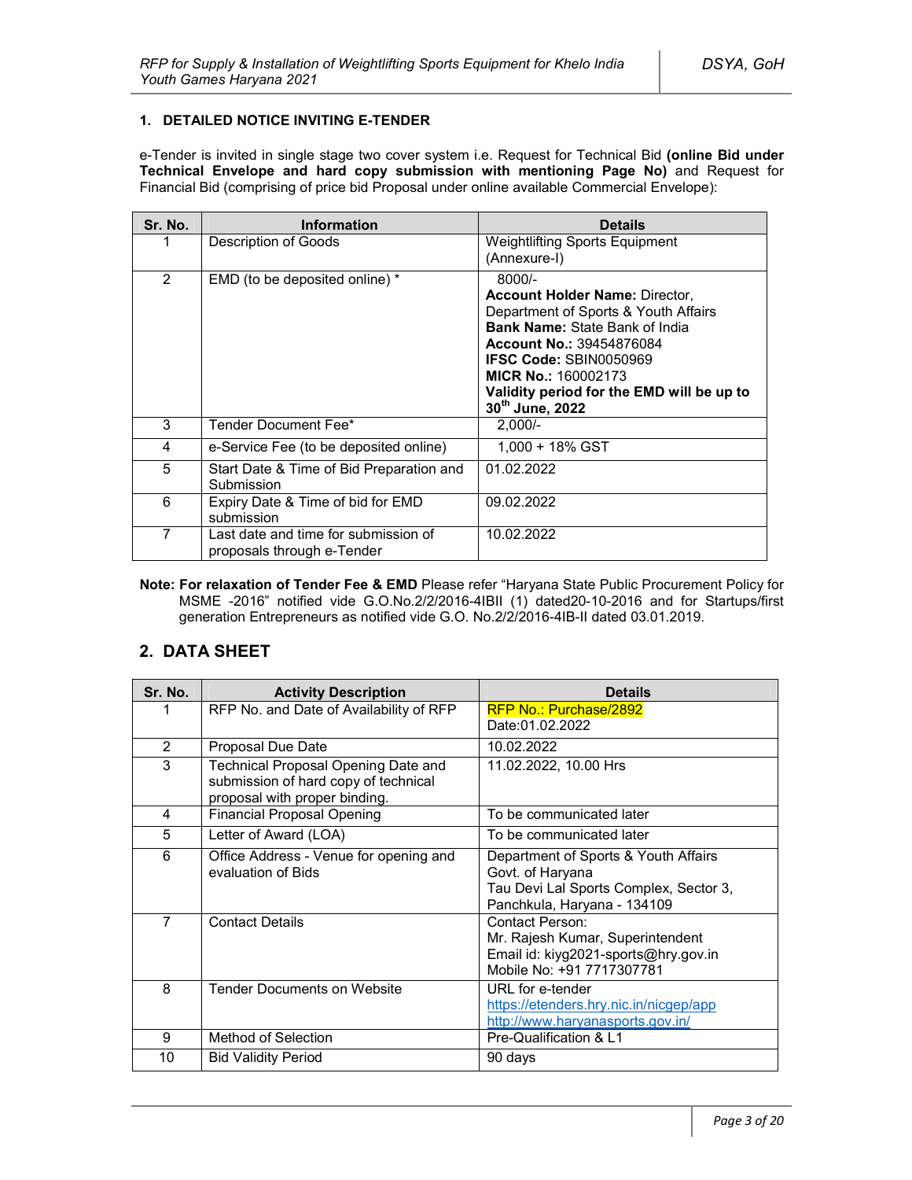## 1. DETAILED NOTICE INVITING E-TENDER

e-Tender is invited in single stage two cover system i.e. Request for Technical Bid **(online Bid under Technical Envelope and hard copy submission with mentioning Page No)** and Request for Financial Bid (comprising of price bid Proposal under online available Commercial Envelope):

| Sr. No. | Information | Details |
|---|---|---|
| 1 | Description of Goods | Weightlifting Sports Equipment (Annexure-I) |
| 2 | EMD (to be deposited online) * | 8000/-<br>**Account Holder Name:** Director, Department of Sports & Youth Affairs<br>**Bank Name:** State Bank of India<br>**Account No.:** 39454876084<br>**IFSC Code:** SBIN0050969<br>**MICR No.:** 160002173<br>**Validity period for the EMD will be up to 30th June, 2022** |
| 3 | Tender Document Fee* | 2,000/- |
| 4 | e-Service Fee (to be deposited online) | 1,000 + 18% GST |
| 5 | Start Date & Time of Bid Preparation and Submission | 01.02.2022 |
| 6 | Expiry Date & Time of bid for EMD submission | 09.02.2022 |
| 7 | Last date and time for submission of proposals through e-Tender | 10.02.2022 |

**Note: For relaxation of Tender Fee & EMD** Please refer "Haryana State Public Procurement Policy for MSME -2016" notified vide G.O.No.2/2/2016-4IBII (1) dated20-10-2016 and for Startups/first generation Entrepreneurs as notified vide G.O. No.2/2/2016-4IB-II dated 03.01.2019.

## 2. DATA SHEET

| Sr. No. | Activity Description | Details |
|---|---|---|
| 1 | RFP No. and Date of Availability of RFP | RFP No.: Purchase/2892<br>Date:01.02.2022 |
| 2 | Proposal Due Date | 10.02.2022 |
| 3 | Technical Proposal Opening Date and submission of hard copy of technical proposal with proper binding. | 11.02.2022, 10.00 Hrs |
| 4 | Financial Proposal Opening | To be communicated later |
| 5 | Letter of Award (LOA) | To be communicated later |
| 6 | Office Address - Venue for opening and evaluation of Bids | Department of Sports & Youth Affairs Govt. of Haryana<br>Tau Devi Lal Sports Complex, Sector 3, Panchkula, Haryana - 134109 |
| 7 | Contact Details | Contact Person:<br>Mr. Rajesh Kumar, Superintendent<br>Email id: kiyg2021-sports@hry.gov.in<br>Mobile No: +91 7717307781 |
| 8 | Tender Documents on Website | URL for e-tender<br>https://etenders.hry.nic.in/nicgep/app<br>http://www.haryanasports.gov.in/ |
| 9 | Method of Selection | Pre-Qualification & L1 |
| 10 | Bid Validity Period | 90 days |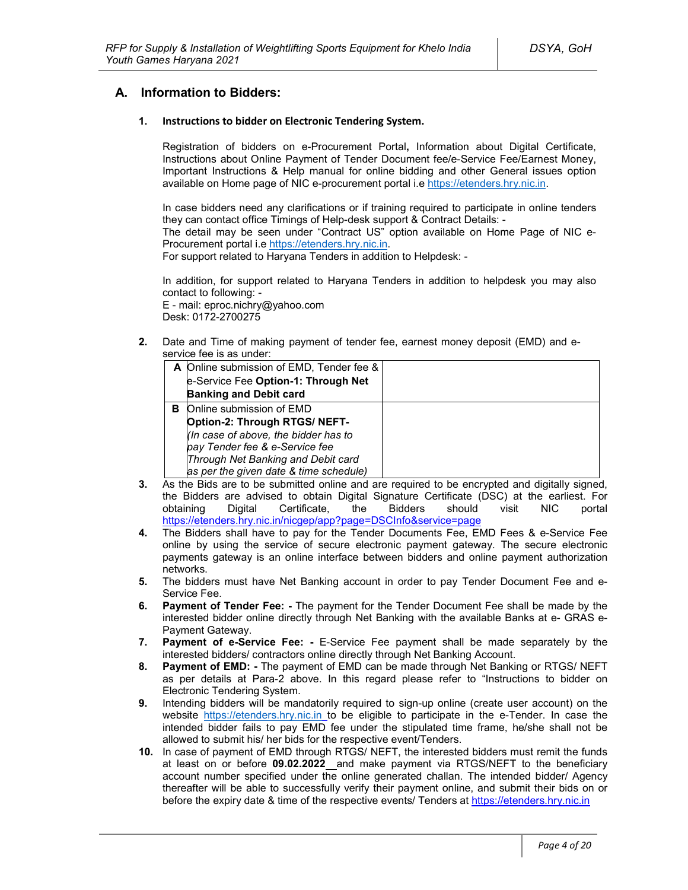## A. Information to Bidders:

### 1. Instructions to bidder on Electronic Tendering System.

Registration of bidders on e-Procurement Portal**,** Information about Digital Certificate, Instructions about Online Payment of Tender Document fee/e-Service Fee/Earnest Money, Important Instructions & Help manual for online bidding and other General issues option available on Home page of NIC e-procurement portal i.e https://etenders.hry.nic.in.

In case bidders need any clarifications or if training required to participate in online tenders they can contact office Timings of Help-desk support & Contract Details: -
The detail may be seen under "Contract US" option available on Home Page of NIC e-Procurement portal i.e https://etenders.hry.nic.in.
For support related to Haryana Tenders in addition to Helpdesk: -

In addition, for support related to Haryana Tenders in addition to helpdesk you may also contact to following: -
E - mail: eproc.nichry@yahoo.com
Desk: 0172-2700275

**2.** Date and Time of making payment of tender fee, earnest money deposit (EMD) and e-service fee is as under:

| | | |
|---|---|---|
| **A** | Online submission of EMD, Tender fee & e-Service Fee **Option-1: Through Net Banking and Debit card** | |
| **B** | Online submission of EMD **Option-2: Through RTGS/ NEFT-** *(In case of above, the bidder has to pay Tender fee & e-Service fee Through Net Banking and Debit card as per the given date & time schedule)* | |

**3.** As the Bids are to be submitted online and are required to be encrypted and digitally signed, the Bidders are advised to obtain Digital Signature Certificate (DSC) at the earliest. For obtaining Digital Certificate, the Bidders should visit NIC portal https://etenders.hry.nic.in/nicgep/app?page=DSCInfo&service=page

**4.** The Bidders shall have to pay for the Tender Documents Fee, EMD Fees & e-Service Fee online by using the service of secure electronic payment gateway. The secure electronic payments gateway is an online interface between bidders and online payment authorization networks.

**5.** The bidders must have Net Banking account in order to pay Tender Document Fee and e-Service Fee.

**6.** **Payment of Tender Fee: -** The payment for the Tender Document Fee shall be made by the interested bidder online directly through Net Banking with the available Banks at e- GRAS e-Payment Gateway.

**7.** **Payment of e-Service Fee: -** E-Service Fee payment shall be made separately by the interested bidders/ contractors online directly through Net Banking Account.

**8.** **Payment of EMD: -** The payment of EMD can be made through Net Banking or RTGS/ NEFT as per details at Para-2 above. In this regard please refer to "Instructions to bidder on Electronic Tendering System.

**9.** Intending bidders will be mandatorily required to sign-up online (create user account) on the website https://etenders.hry.nic.in to be eligible to participate in the e-Tender. In case the intended bidder fails to pay EMD fee under the stipulated time frame, he/she shall not be allowed to submit his/ her bids for the respective event/Tenders.

**10.** In case of payment of EMD through RTGS/ NEFT, the interested bidders must remit the funds at least on or before **09.02.2022** and make payment via RTGS/NEFT to the beneficiary account number specified under the online generated challan. The intended bidder/ Agency thereafter will be able to successfully verify their payment online, and submit their bids on or before the expiry date & time of the respective events/ Tenders at https://etenders.hry.nic.in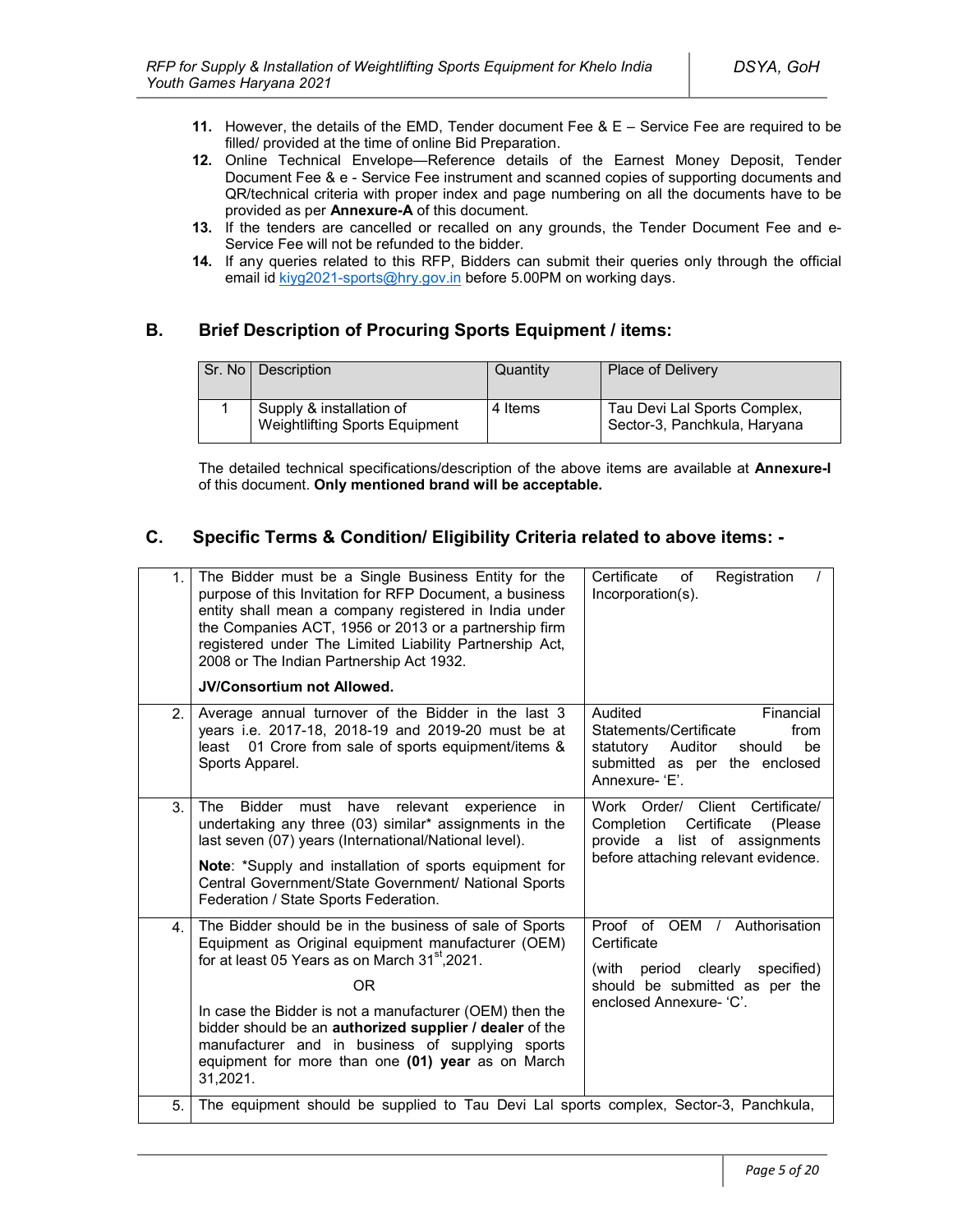11. However, the details of the EMD, Tender document Fee & E – Service Fee are required to be filled/ provided at the time of online Bid Preparation.
12. Online Technical Envelope—Reference details of the Earnest Money Deposit, Tender Document Fee & e - Service Fee instrument and scanned copies of supporting documents and QR/technical criteria with proper index and page numbering on all the documents have to be provided as per **Annexure-A** of this document.
13. If the tenders are cancelled or recalled on any grounds, the Tender Document Fee and e-Service Fee will not be refunded to the bidder.
14. If any queries related to this RFP, Bidders can submit their queries only through the official email id kiyg2021-sports@hry.gov.in before 5.00PM on working days.

## B. Brief Description of Procuring Sports Equipment / items:

| Sr. No | Description | Quantity | Place of Delivery |
|---|---|---|---|
| 1 | Supply & installation of Weightlifting Sports Equipment | 4 Items | Tau Devi Lal Sports Complex, Sector-3, Panchkula, Haryana |

The detailed technical specifications/description of the above items are available at **Annexure-I** of this document. **Only mentioned brand will be acceptable.**

## C. Specific Terms & Condition/ Eligibility Criteria related to above items: -

| | | |
|---|---|---|
| 1. | The Bidder must be a Single Business Entity for the purpose of this Invitation for RFP Document, a business entity shall mean a company registered in India under the Companies ACT, 1956 or 2013 or a partnership firm registered under The Limited Liability Partnership Act, 2008 or The Indian Partnership Act 1932.<br><br>**JV/Consortium not Allowed.** | Certificate of Registration / Incorporation(s). |
| 2. | Average annual turnover of the Bidder in the last 3 years i.e. 2017-18, 2018-19 and 2019-20 must be at least 01 Crore from sale of sports equipment/items & Sports Apparel. | Audited Financial Statements/Certificate from statutory Auditor should be submitted as per the enclosed Annexure- 'E'. |
| 3. | The Bidder must have relevant experience in undertaking any three (03) similar* assignments in the last seven (07) years (International/National level).<br><br>**Note**: *Supply and installation of sports equipment for Central Government/State Government/ National Sports Federation / State Sports Federation. | Work Order/ Client Certificate/ Completion Certificate (Please provide a list of assignments before attaching relevant evidence. |
| 4. | The Bidder should be in the business of sale of Sports Equipment as Original equipment manufacturer (OEM) for at least 05 Years as on March 31st,2021.<br><br>OR<br><br>In case the Bidder is not a manufacturer (OEM) then the bidder should be an **authorized supplier / dealer** of the manufacturer and in business of supplying sports equipment for more than one **(01) year** as on March 31,2021. | Proof of OEM / Authorisation Certificate<br><br>(with period clearly specified) should be submitted as per the enclosed Annexure- 'C'. |
| 5. | The equipment should be supplied to Tau Devi Lal sports complex, Sector-3, Panchkula, | |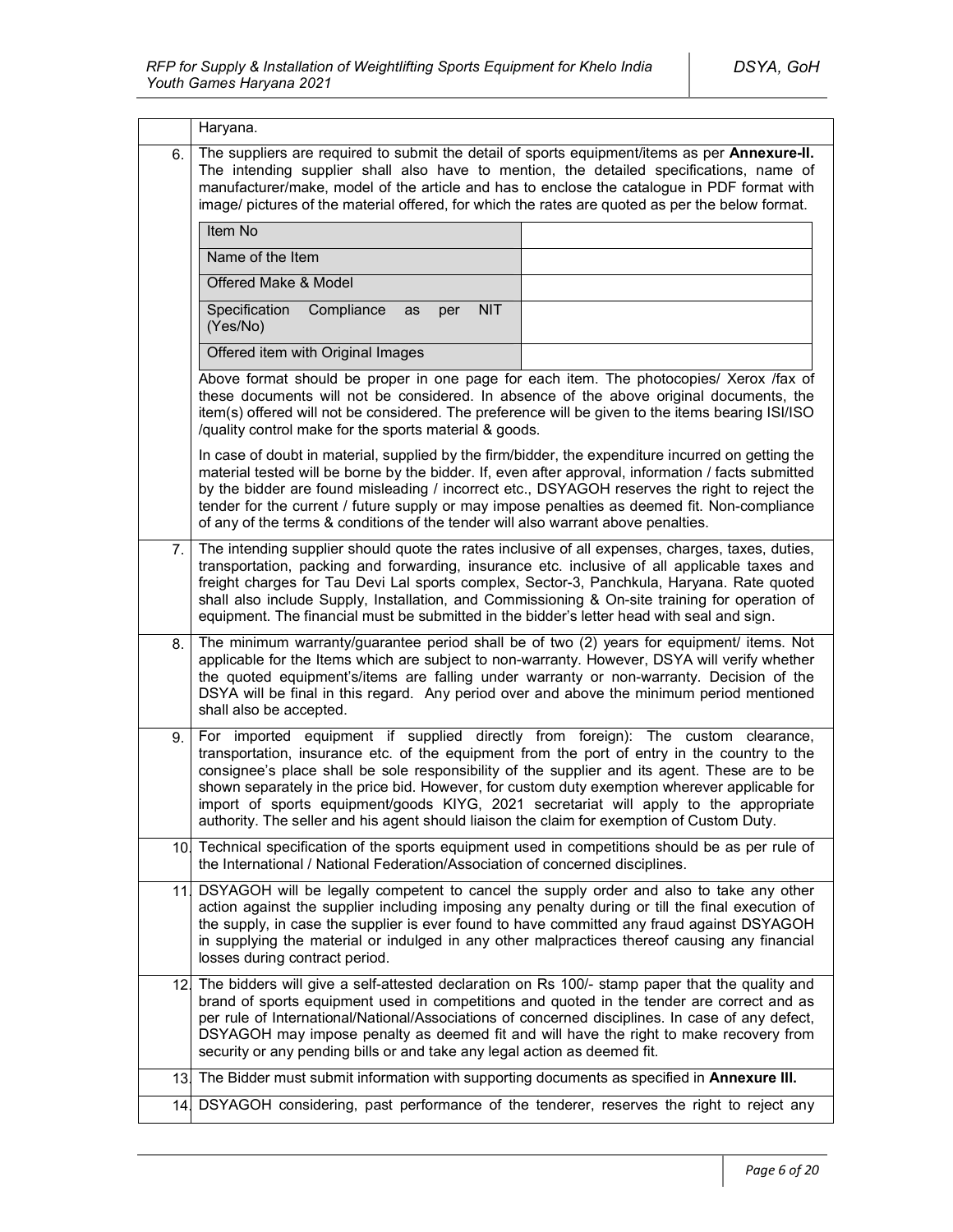| | |
|---|---|
| | Haryana. |
| 6. | The suppliers are required to submit the detail of sports equipment/items as per **Annexure-II.** The intending supplier shall also have to mention, the detailed specifications, name of manufacturer/make, model of the article and has to enclose the catalogue in PDF format with image/ pictures of the material offered, for which the rates are quoted as per the below format.<br><br>Item No: <br>Name of the Item: <br>Offered Make & Model: <br>Specification Compliance as per NIT (Yes/No): <br>Offered item with Original Images: <br><br>Above format should be proper in one page for each item. The photocopies/ Xerox /fax of these documents will not be considered. In absence of the above original documents, the item(s) offered will not be considered. The preference will be given to the items bearing ISI/ISO /quality control make for the sports material & goods.<br><br>In case of doubt in material, supplied by the firm/bidder, the expenditure incurred on getting the material tested will be borne by the bidder. If, even after approval, information / facts submitted by the bidder are found misleading / incorrect etc., DSYAGOH reserves the right to reject the tender for the current / future supply or may impose penalties as deemed fit. Non-compliance of any of the terms & conditions of the tender will also warrant above penalties. |
| 7. | The intending supplier should quote the rates inclusive of all expenses, charges, taxes, duties, transportation, packing and forwarding, insurance etc. inclusive of all applicable taxes and freight charges for Tau Devi Lal sports complex, Sector-3, Panchkula, Haryana. Rate quoted shall also include Supply, Installation, and Commissioning & On-site training for operation of equipment. The financial must be submitted in the bidder's letter head with seal and sign. |
| 8. | The minimum warranty/guarantee period shall be of two (2) years for equipment/ items. Not applicable for the Items which are subject to non-warranty. However, DSYA will verify whether the quoted equipment's/items are falling under warranty or non-warranty. Decision of the DSYA will be final in this regard. Any period over and above the minimum period mentioned shall also be accepted. |
| 9. | For imported equipment if supplied directly from foreign): The custom clearance, transportation, insurance etc. of the equipment from the port of entry in the country to the consignee's place shall be sole responsibility of the supplier and its agent. These are to be shown separately in the price bid. However, for custom duty exemption wherever applicable for import of sports equipment/goods KIYG, 2021 secretariat will apply to the appropriate authority. The seller and his agent should liaison the claim for exemption of Custom Duty. |
| 10. | Technical specification of the sports equipment used in competitions should be as per rule of the International / National Federation/Association of concerned disciplines. |
| 11. | DSYAGOH will be legally competent to cancel the supply order and also to take any other action against the supplier including imposing any penalty during or till the final execution of the supply, in case the supplier is ever found to have committed any fraud against DSYAGOH in supplying the material or indulged in any other malpractices thereof causing any financial losses during contract period. |
| 12. | The bidders will give a self-attested declaration on Rs 100/- stamp paper that the quality and brand of sports equipment used in competitions and quoted in the tender are correct and as per rule of International/National/Associations of concerned disciplines. In case of any defect, DSYAGOH may impose penalty as deemed fit and will have the right to make recovery from security or any pending bills or and take any legal action as deemed fit. |
| 13. | The Bidder must submit information with supporting documents as specified in **Annexure III.** |
| 14. | DSYAGOH considering, past performance of the tenderer, reserves the right to reject any |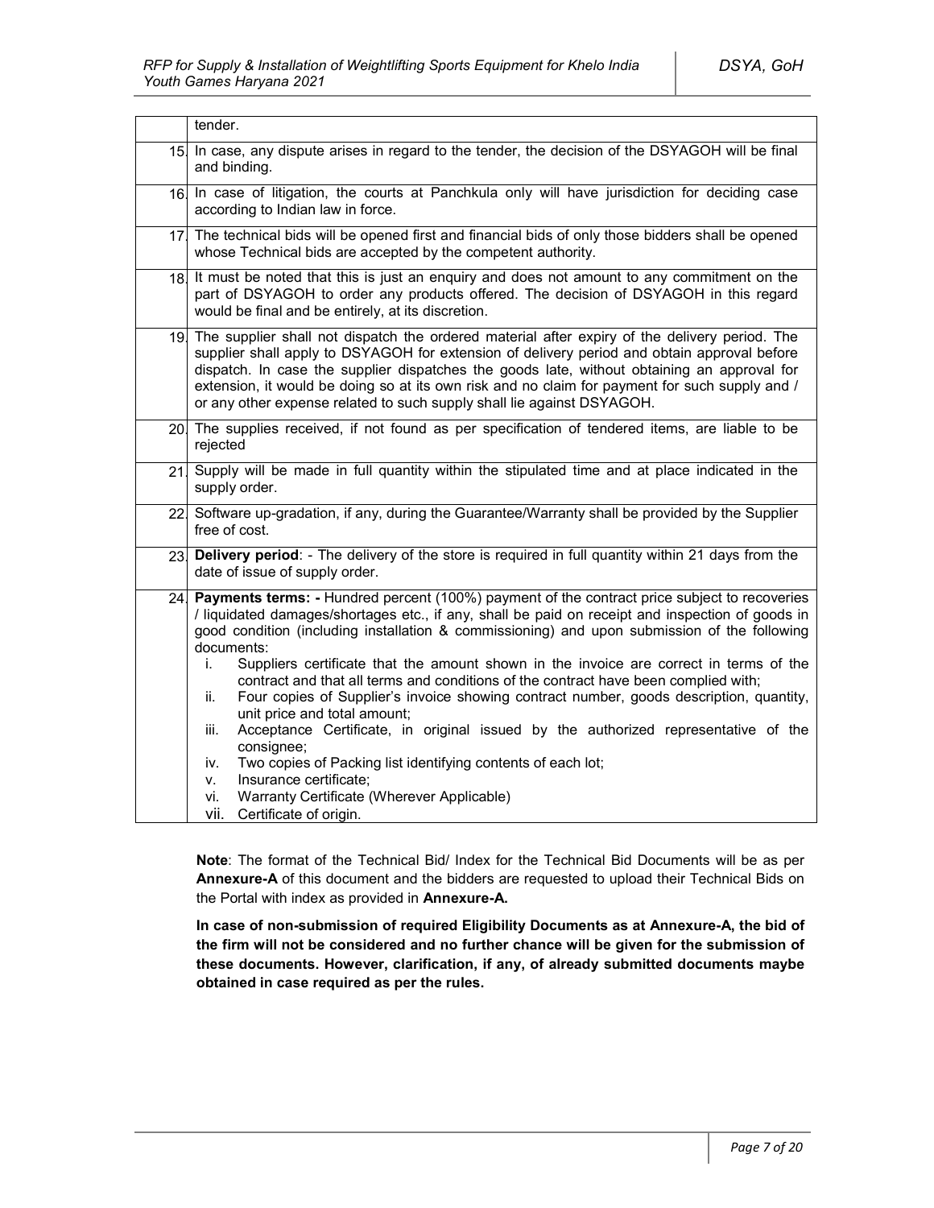| | |
|---|---|
| | tender. |
| 15. | In case, any dispute arises in regard to the tender, the decision of the DSYAGOH will be final and binding. |
| 16. | In case of litigation, the courts at Panchkula only will have jurisdiction for deciding case according to Indian law in force. |
| 17. | The technical bids will be opened first and financial bids of only those bidders shall be opened whose Technical bids are accepted by the competent authority. |
| 18. | It must be noted that this is just an enquiry and does not amount to any commitment on the part of DSYAGOH to order any products offered. The decision of DSYAGOH in this regard would be final and be entirely, at its discretion. |
| 19. | The supplier shall not dispatch the ordered material after expiry of the delivery period. The supplier shall apply to DSYAGOH for extension of delivery period and obtain approval before dispatch. In case the supplier dispatches the goods late, without obtaining an approval for extension, it would be doing so at its own risk and no claim for payment for such supply and / or any other expense related to such supply shall lie against DSYAGOH. |
| 20. | The supplies received, if not found as per specification of tendered items, are liable to be rejected |
| 21. | Supply will be made in full quantity within the stipulated time and at place indicated in the supply order. |
| 22. | Software up-gradation, if any, during the Guarantee/Warranty shall be provided by the Supplier free of cost. |
| 23. | **Delivery period**: - The delivery of the store is required in full quantity within 21 days from the date of issue of supply order. |
| 24. | **Payments terms: -** Hundred percent (100%) payment of the contract price subject to recoveries / liquidated damages/shortages etc., if any, shall be paid on receipt and inspection of goods in good condition (including installation & commissioning) and upon submission of the following documents:<br>i. Suppliers certificate that the amount shown in the invoice are correct in terms of the contract and that all terms and conditions of the contract have been complied with;<br>ii. Four copies of Supplier's invoice showing contract number, goods description, quantity, unit price and total amount;<br>iii. Acceptance Certificate, in original issued by the authorized representative of the consignee;<br>iv. Two copies of Packing list identifying contents of each lot;<br>v. Insurance certificate;<br>vi. Warranty Certificate (Wherever Applicable)<br>vii. Certificate of origin. |

**Note**: The format of the Technical Bid/ Index for the Technical Bid Documents will be as per **Annexure-A** of this document and the bidders are requested to upload their Technical Bids on the Portal with index as provided in **Annexure-A.**

**In case of non-submission of required Eligibility Documents as at Annexure-A, the bid of the firm will not be considered and no further chance will be given for the submission of these documents. However, clarification, if any, of already submitted documents maybe obtained in case required as per the rules.**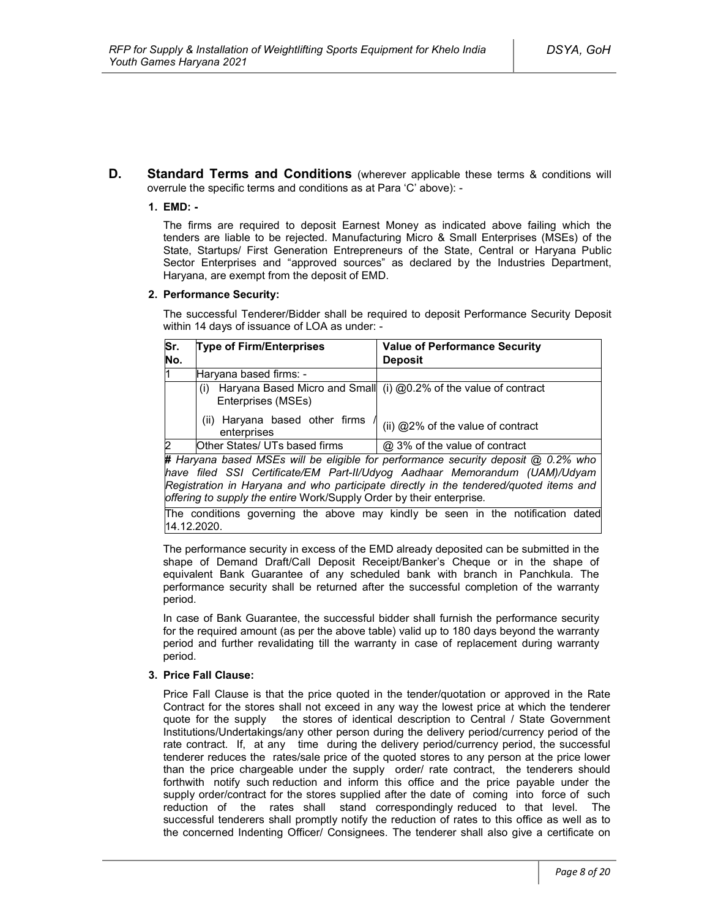## D. Standard Terms and Conditions (wherever applicable these terms & conditions will overrule the specific terms and conditions as at Para 'C' above): -

### 1. EMD: -

The firms are required to deposit Earnest Money as indicated above failing which the tenders are liable to be rejected. Manufacturing Micro & Small Enterprises (MSEs) of the State, Startups/ First Generation Entrepreneurs of the State, Central or Haryana Public Sector Enterprises and "approved sources" as declared by the Industries Department, Haryana, are exempt from the deposit of EMD.

### 2. Performance Security:

The successful Tenderer/Bidder shall be required to deposit Performance Security Deposit within 14 days of issuance of LOA as under: -

| Sr. No. | Type of Firm/Enterprises | Value of Performance Security Deposit |
|---|---|---|
| 1 | Haryana based firms: - | |
| | (i) Haryana Based Micro and Small Enterprises (MSEs) | (i) @0.2% of the value of contract |
| | (ii) Haryana based other firms / enterprises | (ii) @2% of the value of contract |
| 2 | Other States/ UTs based firms | @ 3% of the value of contract |

***#** Haryana based MSEs will be eligible for performance security deposit @ 0.2% who have filed SSI Certificate/EM Part-II/Udyog Aadhaar Memorandum (UAM)/Udyam Registration in Haryana and who participate directly in the tendered/quoted items and offering to supply the entire* Work/Supply Order by their enterprise*.*

The conditions governing the above may kindly be seen in the notification dated 14.12.2020.

The performance security in excess of the EMD already deposited can be submitted in the shape of Demand Draft/Call Deposit Receipt/Banker's Cheque or in the shape of equivalent Bank Guarantee of any scheduled bank with branch in Panchkula. The performance security shall be returned after the successful completion of the warranty period.

In case of Bank Guarantee, the successful bidder shall furnish the performance security for the required amount (as per the above table) valid up to 180 days beyond the warranty period and further revalidating till the warranty in case of replacement during warranty period.

### 3. Price Fall Clause:

Price Fall Clause is that the price quoted in the tender/quotation or approved in the Rate Contract for the stores shall not exceed in any way the lowest price at which the tenderer quote for the supply the stores of identical description to Central / State Government Institutions/Undertakings/any other person during the delivery period/currency period of the rate contract. If, at any time during the delivery period/currency period, the successful tenderer reduces the rates/sale price of the quoted stores to any person at the price lower than the price chargeable under the supply order/ rate contract, the tenderers should forthwith notify such reduction and inform this office and the price payable under the supply order/contract for the stores supplied after the date of coming into force of such reduction of the rates shall stand correspondingly reduced to that level. The successful tenderers shall promptly notify the reduction of rates to this office as well as to the concerned Indenting Officer/ Consignees. The tenderer shall also give a certificate on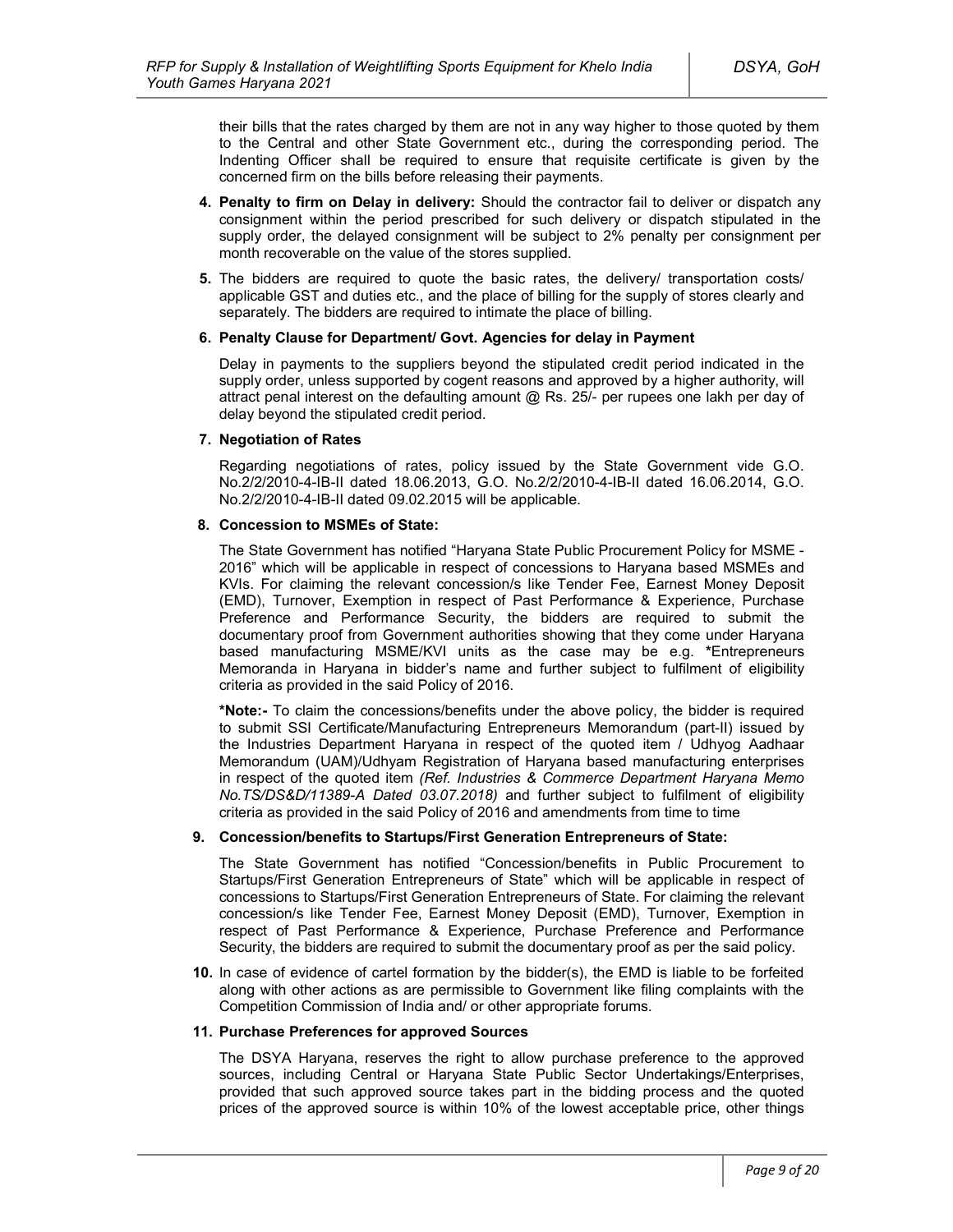their bills that the rates charged by them are not in any way higher to those quoted by them to the Central and other State Government etc., during the corresponding period. The Indenting Officer shall be required to ensure that requisite certificate is given by the concerned firm on the bills before releasing their payments.

**4. Penalty to firm on Delay in delivery:** Should the contractor fail to deliver or dispatch any consignment within the period prescribed for such delivery or dispatch stipulated in the supply order, the delayed consignment will be subject to 2% penalty per consignment per month recoverable on the value of the stores supplied.

**5.** The bidders are required to quote the basic rates, the delivery/ transportation costs/ applicable GST and duties etc., and the place of billing for the supply of stores clearly and separately. The bidders are required to intimate the place of billing.

**6. Penalty Clause for Department/ Govt. Agencies for delay in Payment**

Delay in payments to the suppliers beyond the stipulated credit period indicated in the supply order, unless supported by cogent reasons and approved by a higher authority, will attract penal interest on the defaulting amount @ Rs. 25/- per rupees one lakh per day of delay beyond the stipulated credit period.

**7. Negotiation of Rates**

Regarding negotiations of rates, policy issued by the State Government vide G.O. No.2/2/2010-4-IB-II dated 18.06.2013, G.O. No.2/2/2010-4-IB-II dated 16.06.2014, G.O. No.2/2/2010-4-IB-II dated 09.02.2015 will be applicable.

**8. Concession to MSMEs of State:**

The State Government has notified "Haryana State Public Procurement Policy for MSME - 2016" which will be applicable in respect of concessions to Haryana based MSMEs and KVIs. For claiming the relevant concession/s like Tender Fee, Earnest Money Deposit (EMD), Turnover, Exemption in respect of Past Performance & Experience, Purchase Preference and Performance Security, the bidders are required to submit the documentary proof from Government authorities showing that they come under Haryana based manufacturing MSME/KVI units as the case may be e.g. ***Entrepreneurs Memoranda in Haryana in bidder's name and further subject to fulfilment of eligibility criteria as provided in the said Policy of 2016.

***Note:-** To claim the concessions/benefits under the above policy, the bidder is required to submit SSI Certificate/Manufacturing Entrepreneurs Memorandum (part-II) issued by the Industries Department Haryana in respect of the quoted item / Udhyog Aadhaar Memorandum (UAM)/Udhyam Registration of Haryana based manufacturing enterprises in respect of the quoted item *(Ref. Industries & Commerce Department Haryana Memo No.TS/DS&D/11389-A Dated 03.07.2018)* and further subject to fulfilment of eligibility criteria as provided in the said Policy of 2016 and amendments from time to time

**9. Concession/benefits to Startups/First Generation Entrepreneurs of State:**

The State Government has notified "Concession/benefits in Public Procurement to Startups/First Generation Entrepreneurs of State" which will be applicable in respect of concessions to Startups/First Generation Entrepreneurs of State. For claiming the relevant concession/s like Tender Fee, Earnest Money Deposit (EMD), Turnover, Exemption in respect of Past Performance & Experience, Purchase Preference and Performance Security, the bidders are required to submit the documentary proof as per the said policy.

**10.** In case of evidence of cartel formation by the bidder(s), the EMD is liable to be forfeited along with other actions as are permissible to Government like filing complaints with the Competition Commission of India and/ or other appropriate forums.

**11. Purchase Preferences for approved Sources**

The DSYA Haryana, reserves the right to allow purchase preference to the approved sources, including Central or Haryana State Public Sector Undertakings/Enterprises, provided that such approved source takes part in the bidding process and the quoted prices of the approved source is within 10% of the lowest acceptable price, other things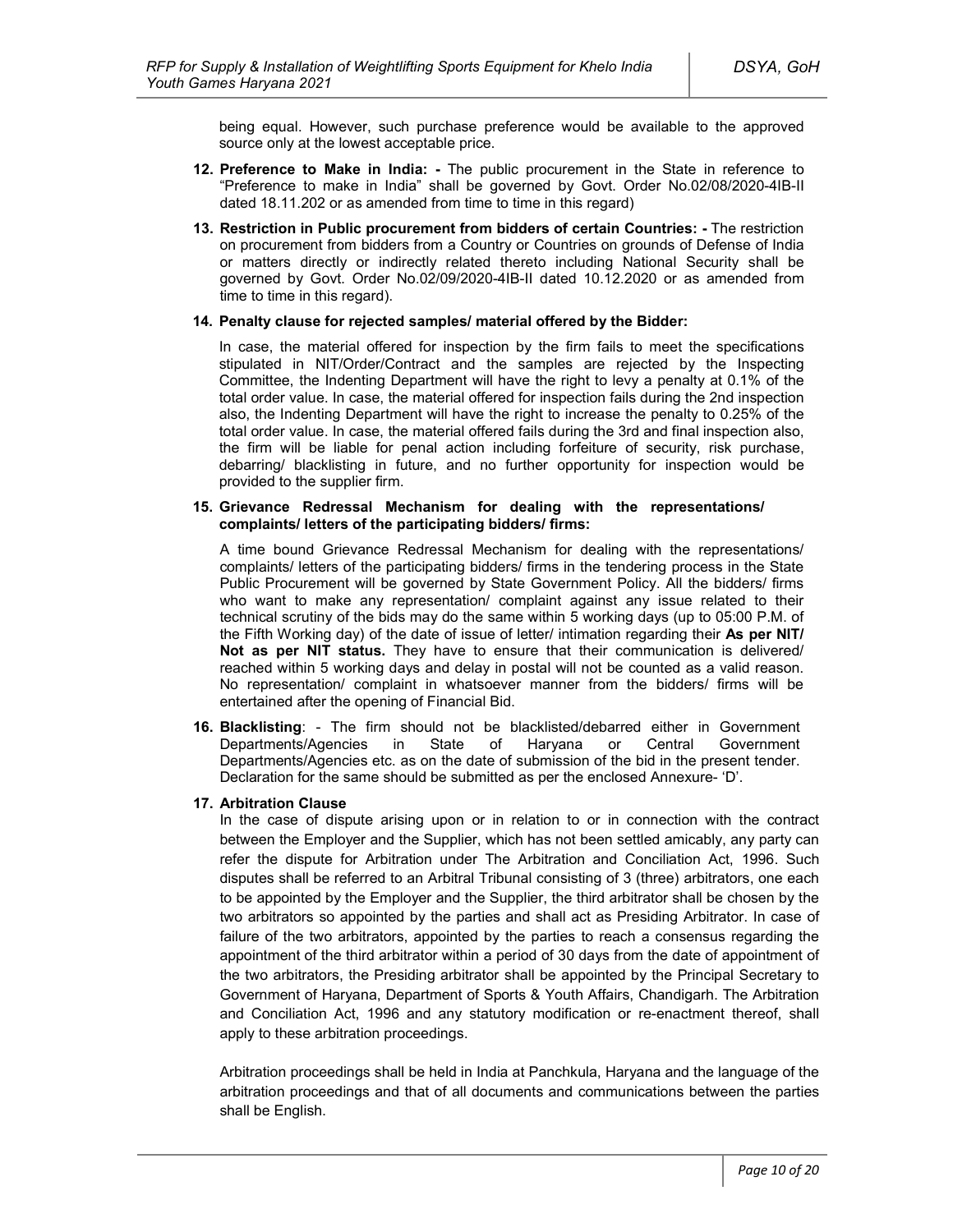being equal. However, such purchase preference would be available to the approved source only at the lowest acceptable price.

12. **Preference to Make in India: -** The public procurement in the State in reference to "Preference to make in India" shall be governed by Govt. Order No.02/08/2020-4IB-II dated 18.11.202 or as amended from time to time in this regard)

13. **Restriction in Public procurement from bidders of certain Countries: -** The restriction on procurement from bidders from a Country or Countries on grounds of Defense of India or matters directly or indirectly related thereto including National Security shall be governed by Govt. Order No.02/09/2020-4IB-II dated 10.12.2020 or as amended from time to time in this regard).

14. **Penalty clause for rejected samples/ material offered by the Bidder:**

    In case, the material offered for inspection by the firm fails to meet the specifications stipulated in NIT/Order/Contract and the samples are rejected by the Inspecting Committee, the Indenting Department will have the right to levy a penalty at 0.1% of the total order value. In case, the material offered for inspection fails during the 2nd inspection also, the Indenting Department will have the right to increase the penalty to 0.25% of the total order value. In case, the material offered fails during the 3rd and final inspection also, the firm will be liable for penal action including forfeiture of security, risk purchase, debarring/ blacklisting in future, and no further opportunity for inspection would be provided to the supplier firm.

15. **Grievance Redressal Mechanism for dealing with the representations/ complaints/ letters of the participating bidders/ firms:**

    A time bound Grievance Redressal Mechanism for dealing with the representations/ complaints/ letters of the participating bidders/ firms in the tendering process in the State Public Procurement will be governed by State Government Policy. All the bidders/ firms who want to make any representation/ complaint against any issue related to their technical scrutiny of the bids may do the same within 5 working days (up to 05:00 P.M. of the Fifth Working day) of the date of issue of letter/ intimation regarding their **As per NIT/ Not as per NIT status.** They have to ensure that their communication is delivered/ reached within 5 working days and delay in postal will not be counted as a valid reason. No representation/ complaint in whatsoever manner from the bidders/ firms will be entertained after the opening of Financial Bid.

16. **Blacklisting**: - The firm should not be blacklisted/debarred either in Government Departments/Agencies in State of Haryana or Central Government Departments/Agencies etc. as on the date of submission of the bid in the present tender. Declaration for the same should be submitted as per the enclosed Annexure- 'D'.

17. **Arbitration Clause**

    In the case of dispute arising upon or in relation to or in connection with the contract between the Employer and the Supplier, which has not been settled amicably, any party can refer the dispute for Arbitration under The Arbitration and Conciliation Act, 1996. Such disputes shall be referred to an Arbitral Tribunal consisting of 3 (three) arbitrators, one each to be appointed by the Employer and the Supplier, the third arbitrator shall be chosen by the two arbitrators so appointed by the parties and shall act as Presiding Arbitrator. In case of failure of the two arbitrators, appointed by the parties to reach a consensus regarding the appointment of the third arbitrator within a period of 30 days from the date of appointment of the two arbitrators, the Presiding arbitrator shall be appointed by the Principal Secretary to Government of Haryana, Department of Sports & Youth Affairs, Chandigarh. The Arbitration and Conciliation Act, 1996 and any statutory modification or re-enactment thereof, shall apply to these arbitration proceedings.

    Arbitration proceedings shall be held in India at Panchkula, Haryana and the language of the arbitration proceedings and that of all documents and communications between the parties shall be English.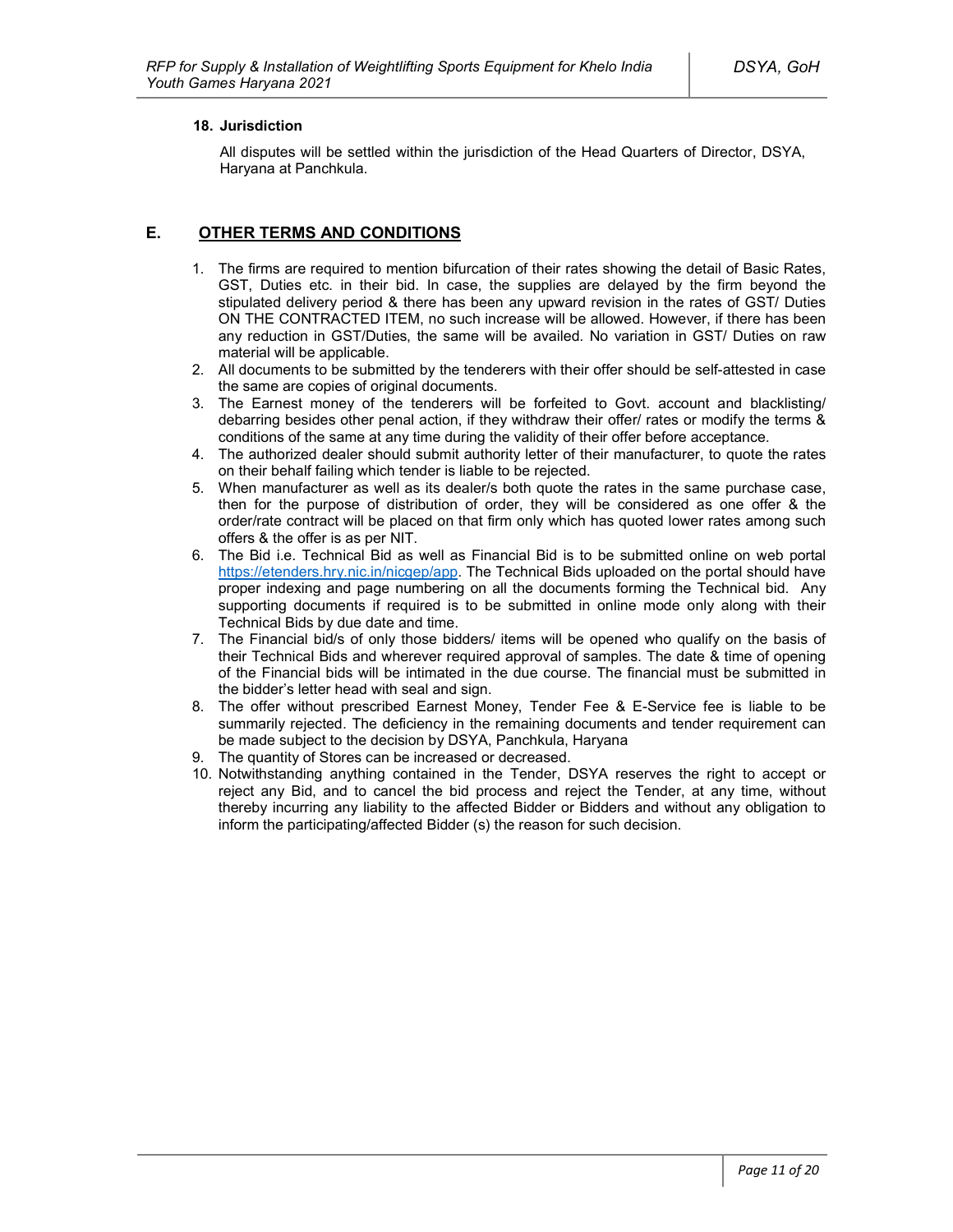**18. Jurisdiction**

All disputes will be settled within the jurisdiction of the Head Quarters of Director, DSYA, Haryana at Panchkula.

## E. OTHER TERMS AND CONDITIONS

1. The firms are required to mention bifurcation of their rates showing the detail of Basic Rates, GST, Duties etc. in their bid. In case, the supplies are delayed by the firm beyond the stipulated delivery period & there has been any upward revision in the rates of GST/ Duties ON THE CONTRACTED ITEM, no such increase will be allowed. However, if there has been any reduction in GST/Duties, the same will be availed. No variation in GST/ Duties on raw material will be applicable.
2. All documents to be submitted by the tenderers with their offer should be self-attested in case the same are copies of original documents.
3. The Earnest money of the tenderers will be forfeited to Govt. account and blacklisting/ debarring besides other penal action, if they withdraw their offer/ rates or modify the terms & conditions of the same at any time during the validity of their offer before acceptance.
4. The authorized dealer should submit authority letter of their manufacturer, to quote the rates on their behalf failing which tender is liable to be rejected.
5. When manufacturer as well as its dealer/s both quote the rates in the same purchase case, then for the purpose of distribution of order, they will be considered as one offer & the order/rate contract will be placed on that firm only which has quoted lower rates among such offers & the offer is as per NIT.
6. The Bid i.e. Technical Bid as well as Financial Bid is to be submitted online on web portal https://etenders.hry.nic.in/nicgep/app. The Technical Bids uploaded on the portal should have proper indexing and page numbering on all the documents forming the Technical bid. Any supporting documents if required is to be submitted in online mode only along with their Technical Bids by due date and time.
7. The Financial bid/s of only those bidders/ items will be opened who qualify on the basis of their Technical Bids and wherever required approval of samples. The date & time of opening of the Financial bids will be intimated in the due course. The financial must be submitted in the bidder's letter head with seal and sign.
8. The offer without prescribed Earnest Money, Tender Fee & E-Service fee is liable to be summarily rejected. The deficiency in the remaining documents and tender requirement can be made subject to the decision by DSYA, Panchkula, Haryana
9. The quantity of Stores can be increased or decreased.
10. Notwithstanding anything contained in the Tender, DSYA reserves the right to accept or reject any Bid, and to cancel the bid process and reject the Tender, at any time, without thereby incurring any liability to the affected Bidder or Bidders and without any obligation to inform the participating/affected Bidder (s) the reason for such decision.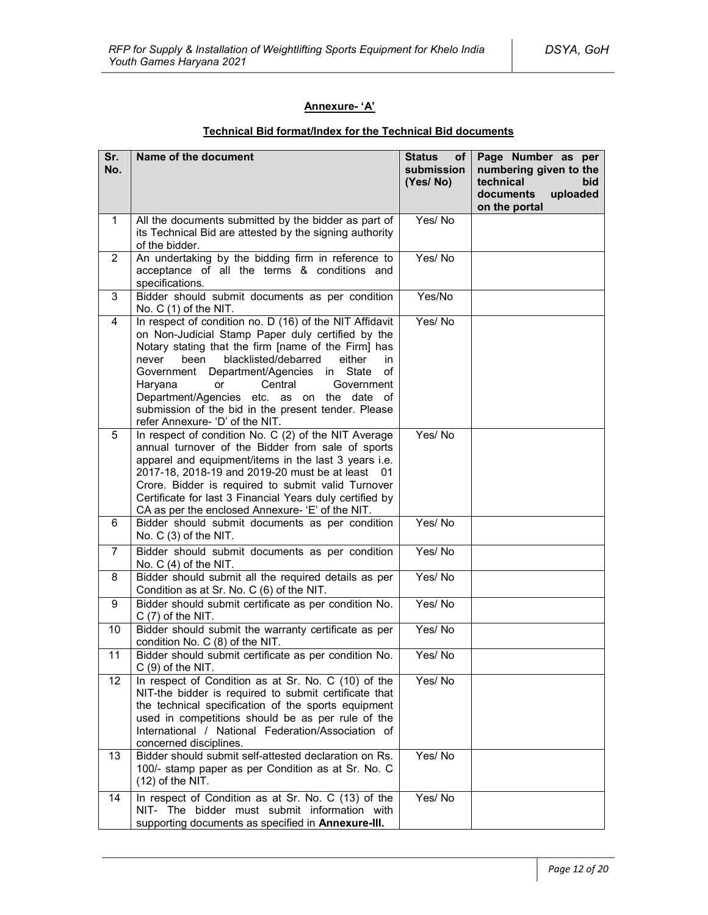## Annexure- 'A'

### Technical Bid format/Index for the Technical Bid documents

| Sr. No. | Name of the document | Status of submission (Yes/ No) | Page Number as per numbering given to the technical bid documents uploaded on the portal |
|---|---|---|---|
| 1 | All the documents submitted by the bidder as part of its Technical Bid are attested by the signing authority of the bidder. | Yes/ No | |
| 2 | An undertaking by the bidding firm in reference to acceptance of all the terms & conditions and specifications. | Yes/ No | |
| 3 | Bidder should submit documents as per condition No. C (1) of the NIT. | Yes/No | |
| 4 | In respect of condition no. D (16) of the NIT Affidavit on Non-Judicial Stamp Paper duly certified by the Notary stating that the firm [name of the Firm] has never been blacklisted/debarred either in Government Department/Agencies in State of Haryana or Central Government Department/Agencies etc. as on the date of submission of the bid in the present tender. Please refer Annexure- 'D' of the NIT. | Yes/ No | |
| 5 | In respect of condition No. C (2) of the NIT Average annual turnover of the Bidder from sale of sports apparel and equipment/items in the last 3 years i.e. 2017-18, 2018-19 and 2019-20 must be at least 01 Crore. Bidder is required to submit valid Turnover Certificate for last 3 Financial Years duly certified by CA as per the enclosed Annexure- 'E' of the NIT. | Yes/ No | |
| 6 | Bidder should submit documents as per condition No. C (3) of the NIT. | Yes/ No | |
| 7 | Bidder should submit documents as per condition No. C (4) of the NIT. | Yes/ No | |
| 8 | Bidder should submit all the required details as per Condition as at Sr. No. C (6) of the NIT. | Yes/ No | |
| 9 | Bidder should submit certificate as per condition No. C (7) of the NIT. | Yes/ No | |
| 10 | Bidder should submit the warranty certificate as per condition No. C (8) of the NIT. | Yes/ No | |
| 11 | Bidder should submit certificate as per condition No. C (9) of the NIT. | Yes/ No | |
| 12 | In respect of Condition as at Sr. No. C (10) of the NIT-the bidder is required to submit certificate that the technical specification of the sports equipment used in competitions should be as per rule of the International / National Federation/Association of concerned disciplines. | Yes/ No | |
| 13 | Bidder should submit self-attested declaration on Rs. 100/- stamp paper as per Condition as at Sr. No. C (12) of the NIT. | Yes/ No | |
| 14 | In respect of Condition as at Sr. No. C (13) of the NIT- The bidder must submit information with supporting documents as specified in **Annexure-III.** | Yes/ No | |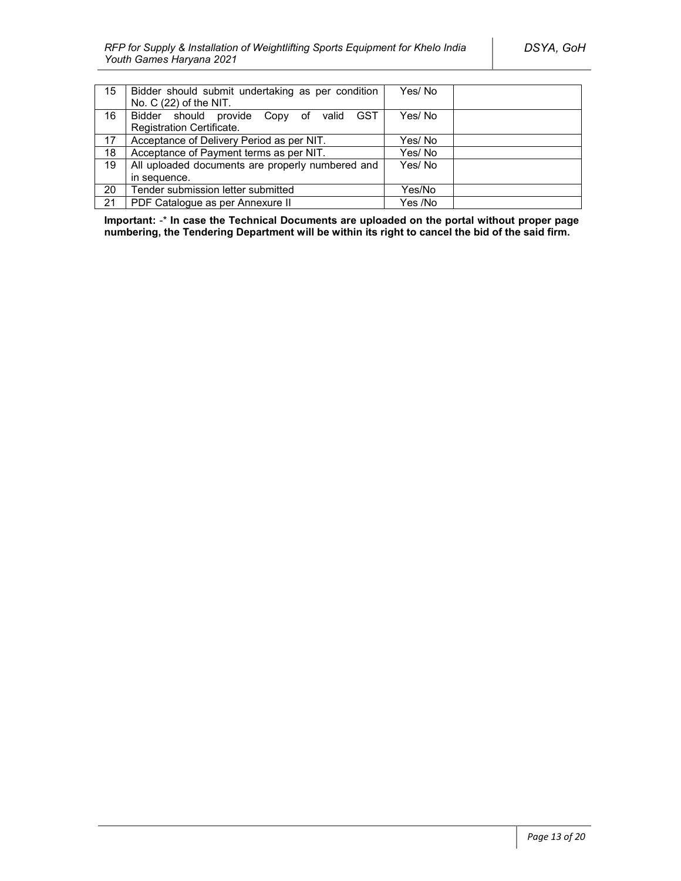| | | | |
|---|---|---|---|
| 15 | Bidder should submit undertaking as per condition No. C (22) of the NIT. | Yes/ No | |
| 16 | Bidder should provide Copy of valid GST Registration Certificate. | Yes/ No | |
| 17 | Acceptance of Delivery Period as per NIT. | Yes/ No | |
| 18 | Acceptance of Payment terms as per NIT. | Yes/ No | |
| 19 | All uploaded documents are properly numbered and in sequence. | Yes/ No | |
| 20 | Tender submission letter submitted | Yes/No | |
| 21 | PDF Catalogue as per Annexure II | Yes /No | |

**Important:** -* **In case the Technical Documents are uploaded on the portal without proper page numbering, the Tendering Department will be within its right to cancel the bid of the said firm.**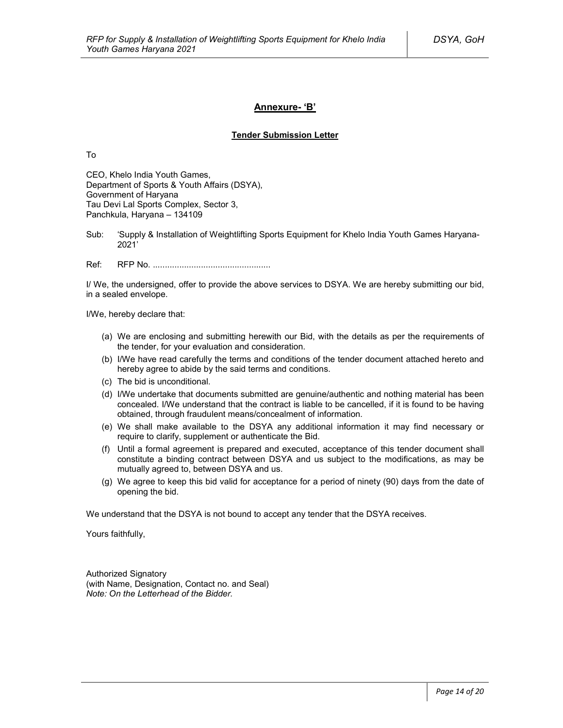## Annexure- 'B'

### Tender Submission Letter

To

CEO, Khelo India Youth Games,
Department of Sports & Youth Affairs (DSYA),
Government of Haryana
Tau Devi Lal Sports Complex, Sector 3,
Panchkula, Haryana – 134109

Sub: 'Supply & Installation of Weightlifting Sports Equipment for Khelo India Youth Games Haryana-2021'

Ref: RFP No. ................................................

I/ We, the undersigned, offer to provide the above services to DSYA. We are hereby submitting our bid, in a sealed envelope.

I/We, hereby declare that:

(a) We are enclosing and submitting herewith our Bid, with the details as per the requirements of the tender, for your evaluation and consideration.
(b) I/We have read carefully the terms and conditions of the tender document attached hereto and hereby agree to abide by the said terms and conditions.
(c) The bid is unconditional.
(d) I/We undertake that documents submitted are genuine/authentic and nothing material has been concealed. I/We understand that the contract is liable to be cancelled, if it is found to be having obtained, through fraudulent means/concealment of information.
(e) We shall make available to the DSYA any additional information it may find necessary or require to clarify, supplement or authenticate the Bid.
(f) Until a formal agreement is prepared and executed, acceptance of this tender document shall constitute a binding contract between DSYA and us subject to the modifications, as may be mutually agreed to, between DSYA and us.
(g) We agree to keep this bid valid for acceptance for a period of ninety (90) days from the date of opening the bid.

We understand that the DSYA is not bound to accept any tender that the DSYA receives.

Yours faithfully,

Authorized Signatory
(with Name, Designation, Contact no. and Seal)
*Note: On the Letterhead of the Bidder.*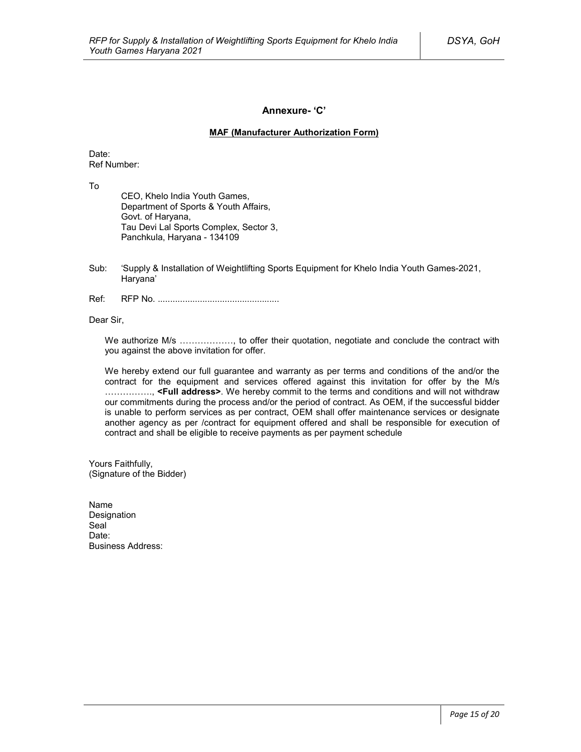## Annexure- 'C'

**MAF (Manufacturer Authorization Form)**

Date:
Ref Number:

To

CEO, Khelo India Youth Games,
Department of Sports & Youth Affairs,
Govt. of Haryana,
Tau Devi Lal Sports Complex, Sector 3,
Panchkula, Haryana - 134109

Sub: 'Supply & Installation of Weightlifting Sports Equipment for Khelo India Youth Games-2021, Haryana'

Ref: RFP No. .................................................

Dear Sir,

We authorize M/s ………………, to offer their quotation, negotiate and conclude the contract with you against the above invitation for offer.

We hereby extend our full guarantee and warranty as per terms and conditions of the and/or the contract for the equipment and services offered against this invitation for offer by the M/s ……………., **<Full address>**. We hereby commit to the terms and conditions and will not withdraw our commitments during the process and/or the period of contract. As OEM, if the successful bidder is unable to perform services as per contract, OEM shall offer maintenance services or designate another agency as per /contract for equipment offered and shall be responsible for execution of contract and shall be eligible to receive payments as per payment schedule

Yours Faithfully,
(Signature of the Bidder)

Name
Designation
Seal
Date:
Business Address: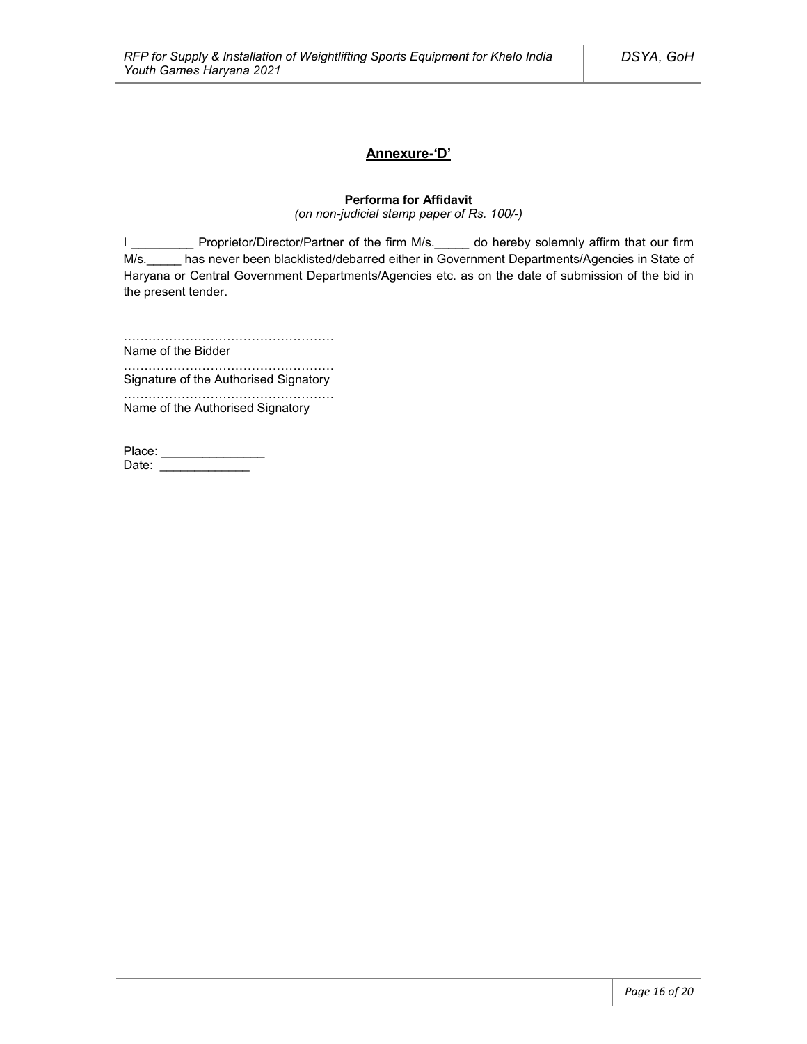## Annexure-'D'

**Performa for Affidavit**

*(on non-judicial stamp paper of Rs. 100/-)*

I _________ Proprietor/Director/Partner of the firm M/s._____ do hereby solemnly affirm that our firm M/s._____ has never been blacklisted/debarred either in Government Departments/Agencies in State of Haryana or Central Government Departments/Agencies etc. as on the date of submission of the bid in the present tender.

……………………………………………

Name of the Bidder

……………………………………………

Signature of the Authorised Signatory

……………………………………………

Name of the Authorised Signatory

Place: _______________

Date: _____________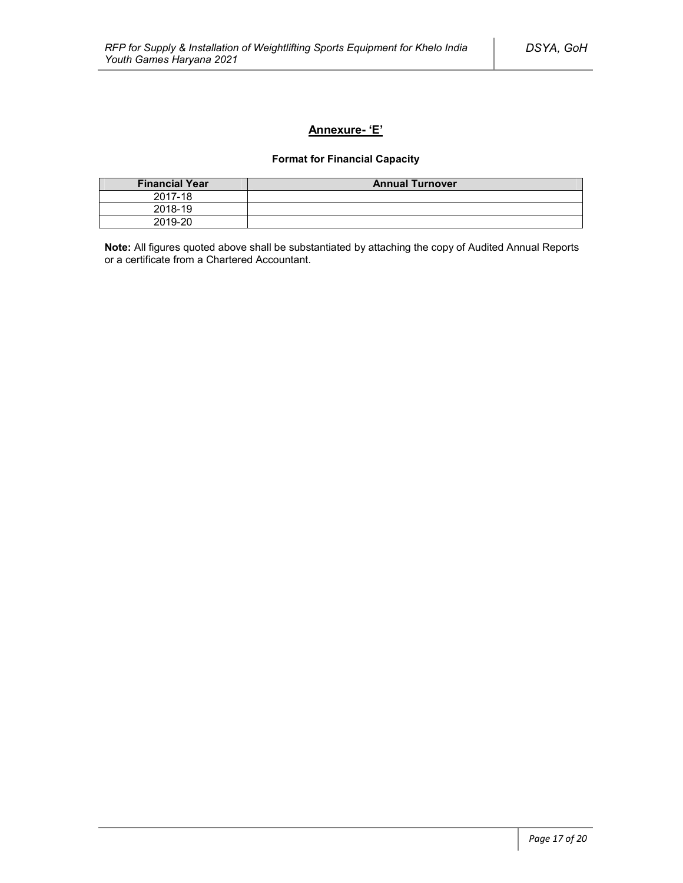## Annexure- 'E'

### Format for Financial Capacity

| Financial Year | Annual Turnover |
| --- | --- |
| 2017-18 | |
| 2018-19 | |
| 2019-20 | |

**Note:** All figures quoted above shall be substantiated by attaching the copy of Audited Annual Reports or a certificate from a Chartered Accountant.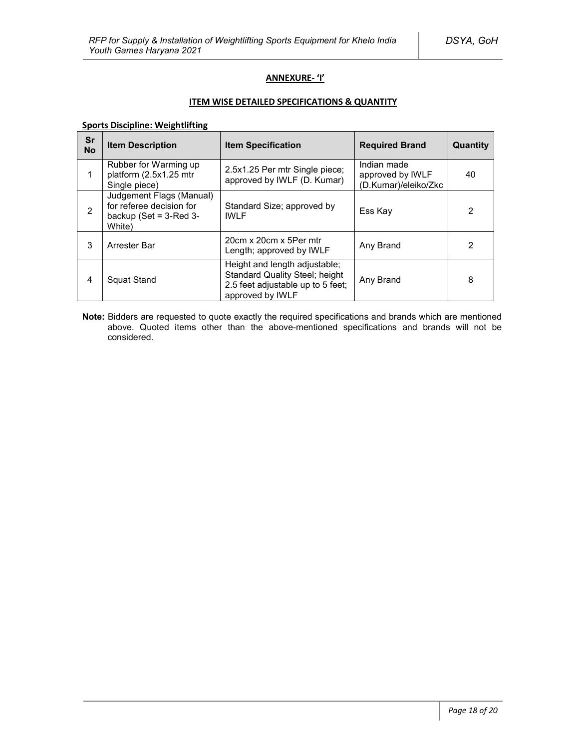## ANNEXURE- 'I'

### ITEM WISE DETAILED SPECIFICATIONS & QUANTITY

**Sports Discipline: Weightlifting**

| Sr No | Item Description | Item Specification | Required Brand | Quantity |
|---|---|---|---|---|
| 1 | Rubber for Warming up platform (2.5x1.25 mtr Single piece) | 2.5x1.25 Per mtr Single piece; approved by IWLF (D. Kumar) | Indian made approved by IWLF (D.Kumar)/eleiko/Zkc | 40 |
| 2 | Judgement Flags (Manual) for referee decision for backup (Set = 3-Red 3-White) | Standard Size; approved by IWLF | Ess Kay | 2 |
| 3 | Arrester Bar | 20cm x 20cm x 5Per mtr Length; approved by IWLF | Any Brand | 2 |
| 4 | Squat Stand | Height and length adjustable; Standard Quality Steel; height 2.5 feet adjustable up to 5 feet; approved by IWLF | Any Brand | 8 |

**Note:** Bidders are requested to quote exactly the required specifications and brands which are mentioned above. Quoted items other than the above-mentioned specifications and brands will not be considered.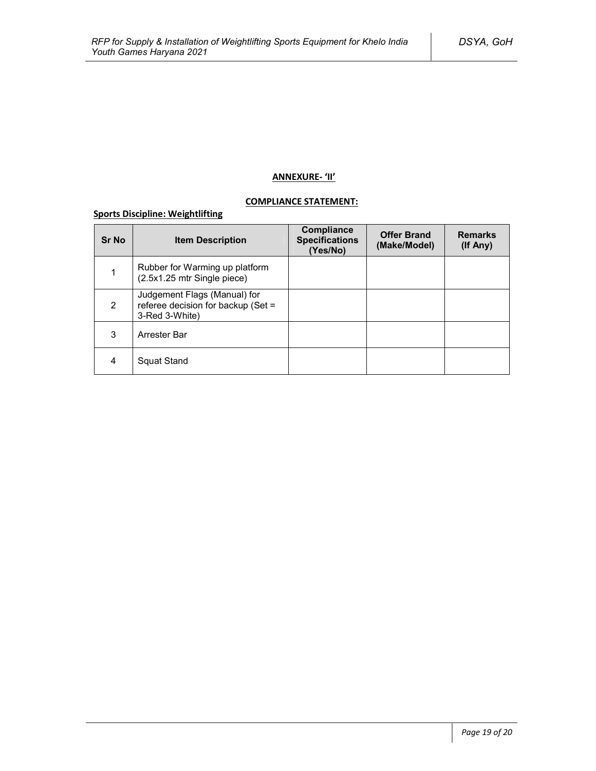## ANNEXURE- 'II'

### COMPLIANCE STATEMENT:

**Sports Discipline: Weightlifting**

| Sr No | Item Description | Compliance Specifications (Yes/No) | Offer Brand (Make/Model) | Remarks (If Any) |
|---|---|---|---|---|
| 1 | Rubber for Warming up platform (2.5x1.25 mtr Single piece) | | | |
| 2 | Judgement Flags (Manual) for referee decision for backup (Set = 3-Red 3-White) | | | |
| 3 | Arrester Bar | | | |
| 4 | Squat Stand | | | |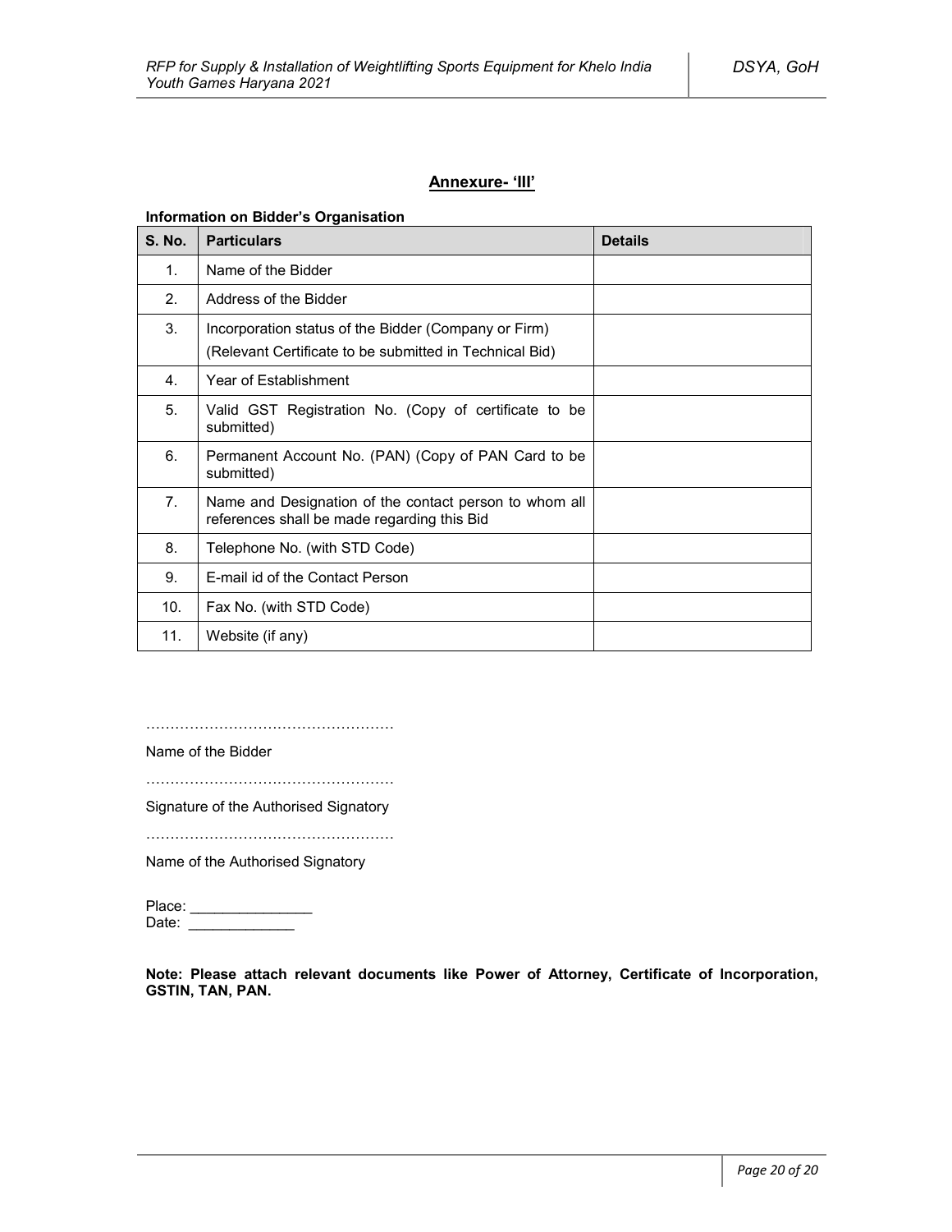## Annexure- 'III'

**Information on Bidder's Organisation**

| S. No. | Particulars | Details |
|---|---|---|
| 1. | Name of the Bidder | |
| 2. | Address of the Bidder | |
| 3. | Incorporation status of the Bidder (Company or Firm)<br>(Relevant Certificate to be submitted in Technical Bid) | |
| 4. | Year of Establishment | |
| 5. | Valid GST Registration No. (Copy of certificate to be submitted) | |
| 6. | Permanent Account No. (PAN) (Copy of PAN Card to be submitted) | |
| 7. | Name and Designation of the contact person to whom all references shall be made regarding this Bid | |
| 8. | Telephone No. (with STD Code) | |
| 9. | E-mail id of the Contact Person | |
| 10. | Fax No. (with STD Code) | |
| 11. | Website (if any) | |

……………………………………………

Name of the Bidder

……………………………………………

Signature of the Authorised Signatory

……………………………………………

Name of the Authorised Signatory

Place: _______________

Date: _____________

**Note: Please attach relevant documents like Power of Attorney, Certificate of Incorporation, GSTIN, TAN, PAN.**